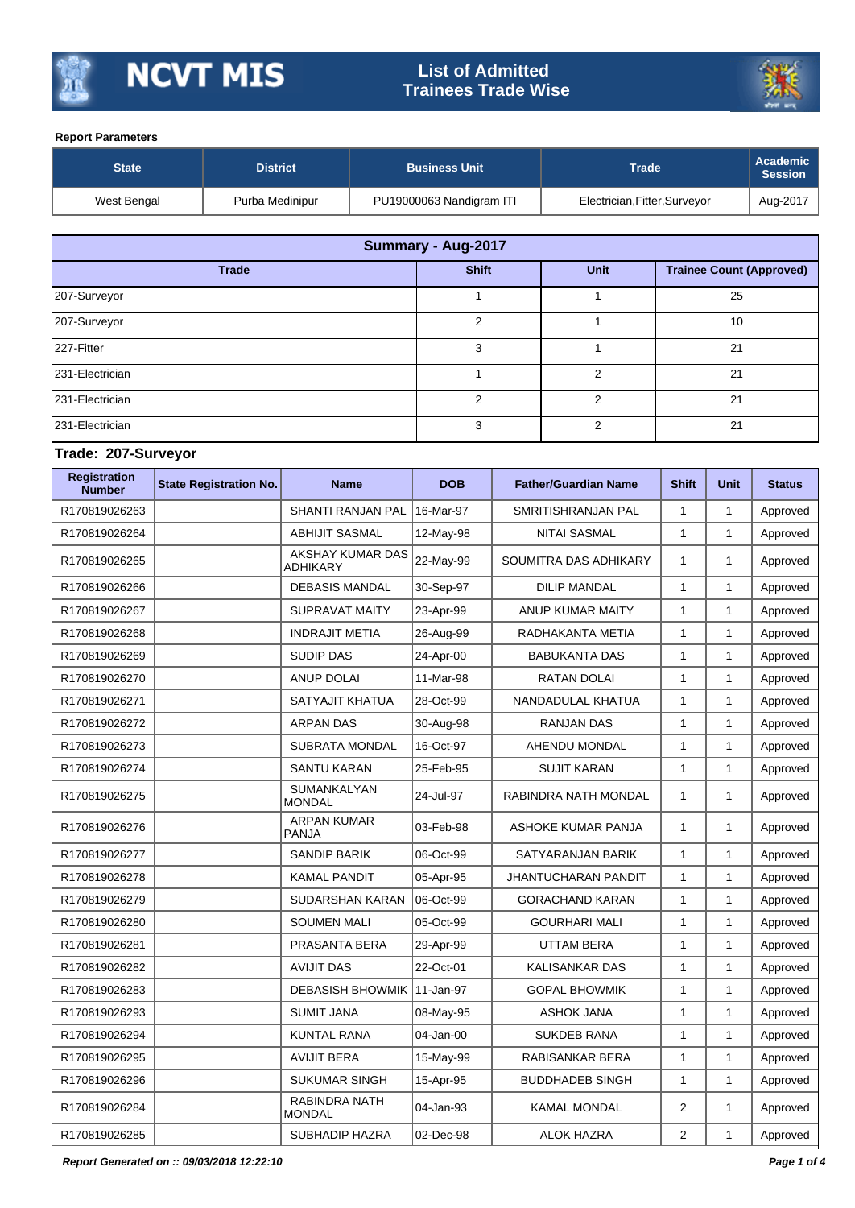# NCVT MIS

## List of Admitted Trainees Trade Wise

**Report Parameters**

| State | District | Business Unit | Trade | Academic Session |
|---|---|---|---|---|
| West Bengal | Purba Medinipur | PU19000063 Nandigram ITI | Electrician,Fitter,Surveyor | Aug-2017 |

| Summary - Aug-2017 | | | |
|---|---|---|---|
| **Trade** | **Shift** | **Unit** | **Trainee Count (Approved)** |
| 207-Surveyor | 1 | 1 | 25 |
| 207-Surveyor | 2 | 1 | 10 |
| 227-Fitter | 3 | 1 | 21 |
| 231-Electrician | 1 | 2 | 21 |
| 231-Electrician | 2 | 2 | 21 |
| 231-Electrician | 3 | 2 | 21 |

### Trade: 207-Surveyor

| Registration Number | State Registration No. | Name | DOB | Father/Guardian Name | Shift | Unit | Status |
|---|---|---|---|---|---|---|---|
| R170819026263 | | SHANTI RANJAN PAL | 16-Mar-97 | SMRITISHRANJAN PAL | 1 | 1 | Approved |
| R170819026264 | | ABHIJIT SASMAL | 12-May-98 | NITAI SASMAL | 1 | 1 | Approved |
| R170819026265 | | AKSHAY KUMAR DAS ADHIKARY | 22-May-99 | SOUMITRA DAS ADHIKARY | 1 | 1 | Approved |
| R170819026266 | | DEBASIS MANDAL | 30-Sep-97 | DILIP MANDAL | 1 | 1 | Approved |
| R170819026267 | | SUPRAVAT MAITY | 23-Apr-99 | ANUP KUMAR MAITY | 1 | 1 | Approved |
| R170819026268 | | INDRAJIT METIA | 26-Aug-99 | RADHAKANTA METIA | 1 | 1 | Approved |
| R170819026269 | | SUDIP DAS | 24-Apr-00 | BABUKANTA DAS | 1 | 1 | Approved |
| R170819026270 | | ANUP DOLAI | 11-Mar-98 | RATAN DOLAI | 1 | 1 | Approved |
| R170819026271 | | SATYAJIT KHATUA | 28-Oct-99 | NANDADULAL KHATUA | 1 | 1 | Approved |
| R170819026272 | | ARPAN DAS | 30-Aug-98 | RANJAN DAS | 1 | 1 | Approved |
| R170819026273 | | SUBRATA MONDAL | 16-Oct-97 | AHENDU MONDAL | 1 | 1 | Approved |
| R170819026274 | | SANTU KARAN | 25-Feb-95 | SUJIT KARAN | 1 | 1 | Approved |
| R170819026275 | | SUMANKALYAN MONDAL | 24-Jul-97 | RABINDRA NATH MONDAL | 1 | 1 | Approved |
| R170819026276 | | ARPAN KUMAR PANJA | 03-Feb-98 | ASHOKE KUMAR PANJA | 1 | 1 | Approved |
| R170819026277 | | SANDIP BARIK | 06-Oct-99 | SATYARANJAN BARIK | 1 | 1 | Approved |
| R170819026278 | | KAMAL PANDIT | 05-Apr-95 | JHANTUCHARAN PANDIT | 1 | 1 | Approved |
| R170819026279 | | SUDARSHAN KARAN | 06-Oct-99 | GORACHAND KARAN | 1 | 1 | Approved |
| R170819026280 | | SOUMEN MALI | 05-Oct-99 | GOURHARI MALI | 1 | 1 | Approved |
| R170819026281 | | PRASANTA BERA | 29-Apr-99 | UTTAM BERA | 1 | 1 | Approved |
| R170819026282 | | AVIJIT DAS | 22-Oct-01 | KALISANKAR DAS | 1 | 1 | Approved |
| R170819026283 | | DEBASISH BHOWMIK | 11-Jan-97 | GOPAL BHOWMIK | 1 | 1 | Approved |
| R170819026293 | | SUMIT JANA | 08-May-95 | ASHOK JANA | 1 | 1 | Approved |
| R170819026294 | | KUNTAL RANA | 04-Jan-00 | SUKDEB RANA | 1 | 1 | Approved |
| R170819026295 | | AVIJIT BERA | 15-May-99 | RABISANKAR BERA | 1 | 1 | Approved |
| R170819026296 | | SUKUMAR SINGH | 15-Apr-95 | BUDDHADEB SINGH | 1 | 1 | Approved |
| R170819026284 | | RABINDRA NATH MONDAL | 04-Jan-93 | KAMAL MONDAL | 2 | 1 | Approved |
| R170819026285 | | SUBHADIP HAZRA | 02-Dec-98 | ALOK HAZRA | 2 | 1 | Approved |

*Report Generated on :: 09/03/2018 12:22:10*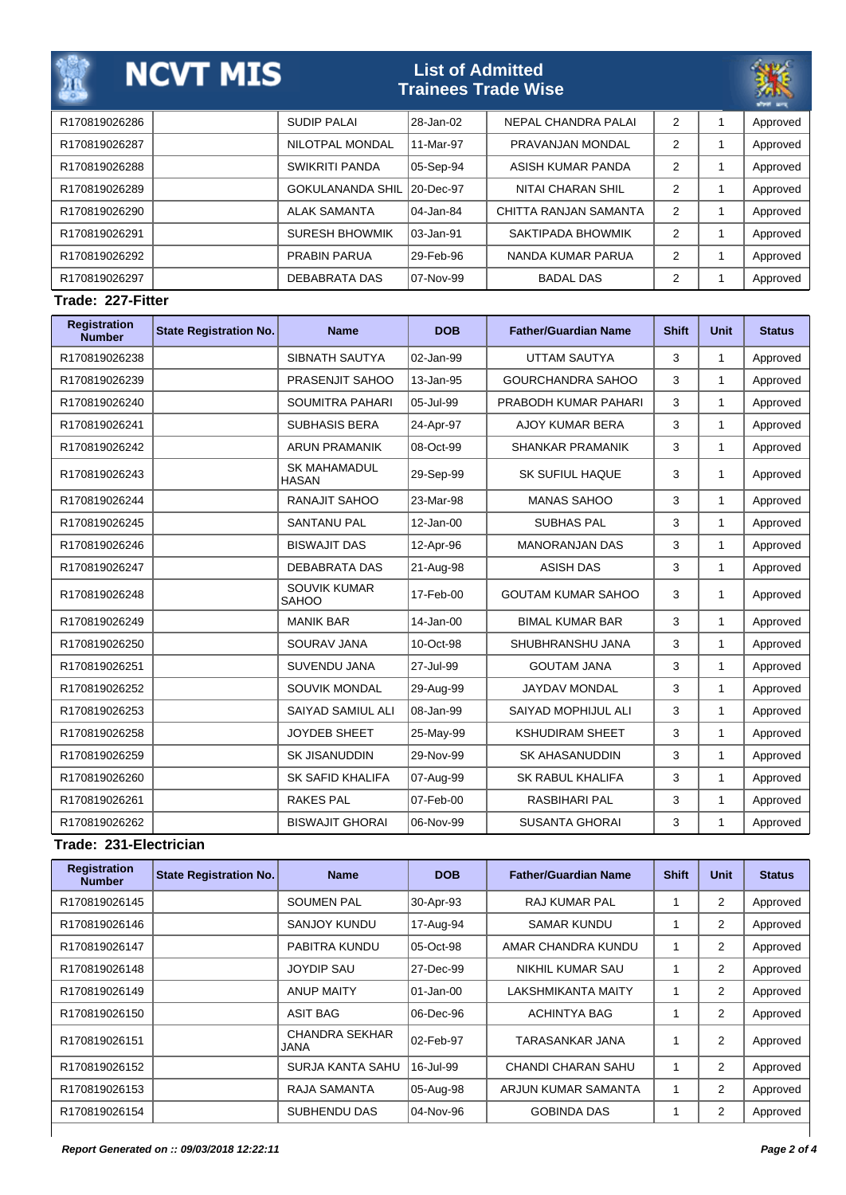| Registration Number | State Registration No. | Name | DOB | Father/Guardian Name | Shift | Unit | Status |
|---|---|---|---|---|---|---|---|
| R170819026286 | | SUDIP PALAI | 28-Jan-02 | NEPAL CHANDRA PALAI | 2 | 1 | Approved |
| R170819026287 | | NILOTPAL MONDAL | 11-Mar-97 | PRAVANJAN MONDAL | 2 | 1 | Approved |
| R170819026288 | | SWIKRITI PANDA | 05-Sep-94 | ASISH KUMAR PANDA | 2 | 1 | Approved |
| R170819026289 | | GOKULANANDA SHIL | 20-Dec-97 | NITAI CHARAN SHIL | 2 | 1 | Approved |
| R170819026290 | | ALAK SAMANTA | 04-Jan-84 | CHITTA RANJAN SAMANTA | 2 | 1 | Approved |
| R170819026291 | | SURESH BHOWMIK | 03-Jan-91 | SAKTIPADA BHOWMIK | 2 | 1 | Approved |
| R170819026292 | | PRABIN PARUA | 29-Feb-96 | NANDA KUMAR PARUA | 2 | 1 | Approved |
| R170819026297 | | DEBABRATA DAS | 07-Nov-99 | BADAL DAS | 2 | 1 | Approved |

**Trade: 227-Fitter**

| Registration Number | State Registration No. | Name | DOB | Father/Guardian Name | Shift | Unit | Status |
|---|---|---|---|---|---|---|---|
| R170819026238 | | SIBNATH SAUTYA | 02-Jan-99 | UTTAM SAUTYA | 3 | 1 | Approved |
| R170819026239 | | PRASENJIT SAHOO | 13-Jan-95 | GOURCHANDRA SAHOO | 3 | 1 | Approved |
| R170819026240 | | SOUMITRA PAHARI | 05-Jul-99 | PRABODH KUMAR PAHARI | 3 | 1 | Approved |
| R170819026241 | | SUBHASIS BERA | 24-Apr-97 | AJOY KUMAR BERA | 3 | 1 | Approved |
| R170819026242 | | ARUN PRAMANIK | 08-Oct-99 | SHANKAR PRAMANIK | 3 | 1 | Approved |
| R170819026243 | | SK MAHAMADUL HASAN | 29-Sep-99 | SK SUFIUL HAQUE | 3 | 1 | Approved |
| R170819026244 | | RANAJIT SAHOO | 23-Mar-98 | MANAS SAHOO | 3 | 1 | Approved |
| R170819026245 | | SANTANU PAL | 12-Jan-00 | SUBHAS PAL | 3 | 1 | Approved |
| R170819026246 | | BISWAJIT DAS | 12-Apr-96 | MANORANJAN DAS | 3 | 1 | Approved |
| R170819026247 | | DEBABRATA DAS | 21-Aug-98 | ASISH DAS | 3 | 1 | Approved |
| R170819026248 | | SOUVIK KUMAR SAHOO | 17-Feb-00 | GOUTAM KUMAR SAHOO | 3 | 1 | Approved |
| R170819026249 | | MANIK BAR | 14-Jan-00 | BIMAL KUMAR BAR | 3 | 1 | Approved |
| R170819026250 | | SOURAV JANA | 10-Oct-98 | SHUBHRANSHU JANA | 3 | 1 | Approved |
| R170819026251 | | SUVENDU JANA | 27-Jul-99 | GOUTAM JANA | 3 | 1 | Approved |
| R170819026252 | | SOUVIK MONDAL | 29-Aug-99 | JAYDAV MONDAL | 3 | 1 | Approved |
| R170819026253 | | SAIYAD SAMIUL ALI | 08-Jan-99 | SAIYAD MOPHIJUL ALI | 3 | 1 | Approved |
| R170819026258 | | JOYDEB SHEET | 25-May-99 | KSHUDIRAM SHEET | 3 | 1 | Approved |
| R170819026259 | | SK JISANUDDIN | 29-Nov-99 | SK AHASANUDDIN | 3 | 1 | Approved |
| R170819026260 | | SK SAFID KHALIFA | 07-Aug-99 | SK RABUL KHALIFA | 3 | 1 | Approved |
| R170819026261 | | RAKES PAL | 07-Feb-00 | RASBIHARI PAL | 3 | 1 | Approved |
| R170819026262 | | BISWAJIT GHORAI | 06-Nov-99 | SUSANTA GHORAI | 3 | 1 | Approved |

**Trade: 231-Electrician**

| Registration Number | State Registration No. | Name | DOB | Father/Guardian Name | Shift | Unit | Status |
|---|---|---|---|---|---|---|---|
| R170819026145 | | SOUMEN PAL | 30-Apr-93 | RAJ KUMAR PAL | 1 | 2 | Approved |
| R170819026146 | | SANJOY KUNDU | 17-Aug-94 | SAMAR KUNDU | 1 | 2 | Approved |
| R170819026147 | | PABITRA KUNDU | 05-Oct-98 | AMAR CHANDRA KUNDU | 1 | 2 | Approved |
| R170819026148 | | JOYDIP SAU | 27-Dec-99 | NIKHIL KUMAR SAU | 1 | 2 | Approved |
| R170819026149 | | ANUP MAITY | 01-Jan-00 | LAKSHMIKANTA MAITY | 1 | 2 | Approved |
| R170819026150 | | ASIT BAG | 06-Dec-96 | ACHINTYA BAG | 1 | 2 | Approved |
| R170819026151 | | CHANDRA SEKHAR JANA | 02-Feb-97 | TARASANKAR JANA | 1 | 2 | Approved |
| R170819026152 | | SURJA KANTA SAHU | 16-Jul-99 | CHANDI CHARAN SAHU | 1 | 2 | Approved |
| R170819026153 | | RAJA SAMANTA | 05-Aug-98 | ARJUN KUMAR SAMANTA | 1 | 2 | Approved |
| R170819026154 | | SUBHENDU DAS | 04-Nov-96 | GOBINDA DAS | 1 | 2 | Approved |

*Report Generated on :: 09/03/2018 12:22:11*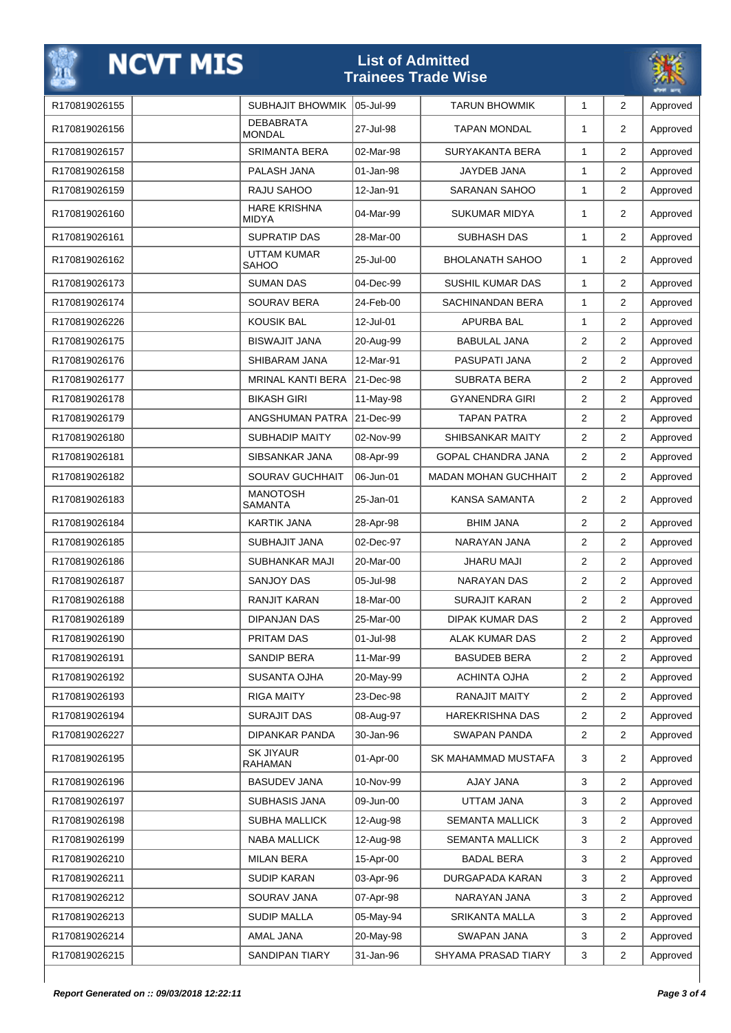# NCVT MIS

## List of Admitted Trainees Trade Wise

| | | | | | | | |
|---|---|---|---|---|---|---|---|
| R170819026155 | | SUBHAJIT BHOWMIK | 05-Jul-99 | TARUN BHOWMIK | 1 | 2 | Approved |
| R170819026156 | | DEBABRATA MONDAL | 27-Jul-98 | TAPAN MONDAL | 1 | 2 | Approved |
| R170819026157 | | SRIMANTA BERA | 02-Mar-98 | SURYAKANTA BERA | 1 | 2 | Approved |
| R170819026158 | | PALASH JANA | 01-Jan-98 | JAYDEB JANA | 1 | 2 | Approved |
| R170819026159 | | RAJU SAHOO | 12-Jan-91 | SARANAN SAHOO | 1 | 2 | Approved |
| R170819026160 | | HARE KRISHNA MIDYA | 04-Mar-99 | SUKUMAR MIDYA | 1 | 2 | Approved |
| R170819026161 | | SUPRATIP DAS | 28-Mar-00 | SUBHASH DAS | 1 | 2 | Approved |
| R170819026162 | | UTTAM KUMAR SAHOO | 25-Jul-00 | BHOLANATH SAHOO | 1 | 2 | Approved |
| R170819026173 | | SUMAN DAS | 04-Dec-99 | SUSHIL KUMAR DAS | 1 | 2 | Approved |
| R170819026174 | | SOURAV BERA | 24-Feb-00 | SACHINANDAN BERA | 1 | 2 | Approved |
| R170819026226 | | KOUSIK BAL | 12-Jul-01 | APURBA BAL | 1 | 2 | Approved |
| R170819026175 | | BISWAJIT JANA | 20-Aug-99 | BABULAL JANA | 2 | 2 | Approved |
| R170819026176 | | SHIBARAM JANA | 12-Mar-91 | PASUPATI JANA | 2 | 2 | Approved |
| R170819026177 | | MRINAL KANTI BERA | 21-Dec-98 | SUBRATA BERA | 2 | 2 | Approved |
| R170819026178 | | BIKASH GIRI | 11-May-98 | GYANENDRA GIRI | 2 | 2 | Approved |
| R170819026179 | | ANGSHUMAN PATRA | 21-Dec-99 | TAPAN PATRA | 2 | 2 | Approved |
| R170819026180 | | SUBHADIP MAITY | 02-Nov-99 | SHIBSANKAR MAITY | 2 | 2 | Approved |
| R170819026181 | | SIBSANKAR JANA | 08-Apr-99 | GOPAL CHANDRA JANA | 2 | 2 | Approved |
| R170819026182 | | SOURAV GUCHHAIT | 06-Jun-01 | MADAN MOHAN GUCHHAIT | 2 | 2 | Approved |
| R170819026183 | | MANOTOSH SAMANTA | 25-Jan-01 | KANSA SAMANTA | 2 | 2 | Approved |
| R170819026184 | | KARTIK JANA | 28-Apr-98 | BHIM JANA | 2 | 2 | Approved |
| R170819026185 | | SUBHAJIT JANA | 02-Dec-97 | NARAYAN JANA | 2 | 2 | Approved |
| R170819026186 | | SUBHANKAR MAJI | 20-Mar-00 | JHARU MAJI | 2 | 2 | Approved |
| R170819026187 | | SANJOY DAS | 05-Jul-98 | NARAYAN DAS | 2 | 2 | Approved |
| R170819026188 | | RANJIT KARAN | 18-Mar-00 | SURAJIT KARAN | 2 | 2 | Approved |
| R170819026189 | | DIPANJAN DAS | 25-Mar-00 | DIPAK KUMAR DAS | 2 | 2 | Approved |
| R170819026190 | | PRITAM DAS | 01-Jul-98 | ALAK KUMAR DAS | 2 | 2 | Approved |
| R170819026191 | | SANDIP BERA | 11-Mar-99 | BASUDEB BERA | 2 | 2 | Approved |
| R170819026192 | | SUSANTA OJHA | 20-May-99 | ACHINTA OJHA | 2 | 2 | Approved |
| R170819026193 | | RIGA MAITY | 23-Dec-98 | RANAJIT MAITY | 2 | 2 | Approved |
| R170819026194 | | SURAJIT DAS | 08-Aug-97 | HAREKRISHNA DAS | 2 | 2 | Approved |
| R170819026227 | | DIPANKAR PANDA | 30-Jan-96 | SWAPAN PANDA | 2 | 2 | Approved |
| R170819026195 | | SK JIYAUR RAHAMAN | 01-Apr-00 | SK MAHAMMAD MUSTAFA | 3 | 2 | Approved |
| R170819026196 | | BASUDEV JANA | 10-Nov-99 | AJAY JANA | 3 | 2 | Approved |
| R170819026197 | | SUBHASIS JANA | 09-Jun-00 | UTTAM JANA | 3 | 2 | Approved |
| R170819026198 | | SUBHA MALLICK | 12-Aug-98 | SEMANTA MALLICK | 3 | 2 | Approved |
| R170819026199 | | NABA MALLICK | 12-Aug-98 | SEMANTA MALLICK | 3 | 2 | Approved |
| R170819026210 | | MILAN BERA | 15-Apr-00 | BADAL BERA | 3 | 2 | Approved |
| R170819026211 | | SUDIP KARAN | 03-Apr-96 | DURGAPADA KARAN | 3 | 2 | Approved |
| R170819026212 | | SOURAV JANA | 07-Apr-98 | NARAYAN JANA | 3 | 2 | Approved |
| R170819026213 | | SUDIP MALLA | 05-May-94 | SRIKANTA MALLA | 3 | 2 | Approved |
| R170819026214 | | AMAL JANA | 20-May-98 | SWAPAN JANA | 3 | 2 | Approved |
| R170819026215 | | SANDIPAN TIARY | 31-Jan-96 | SHYAMA PRASAD TIARY | 3 | 2 | Approved |

*Report Generated on :: 09/03/2018 12:22:11*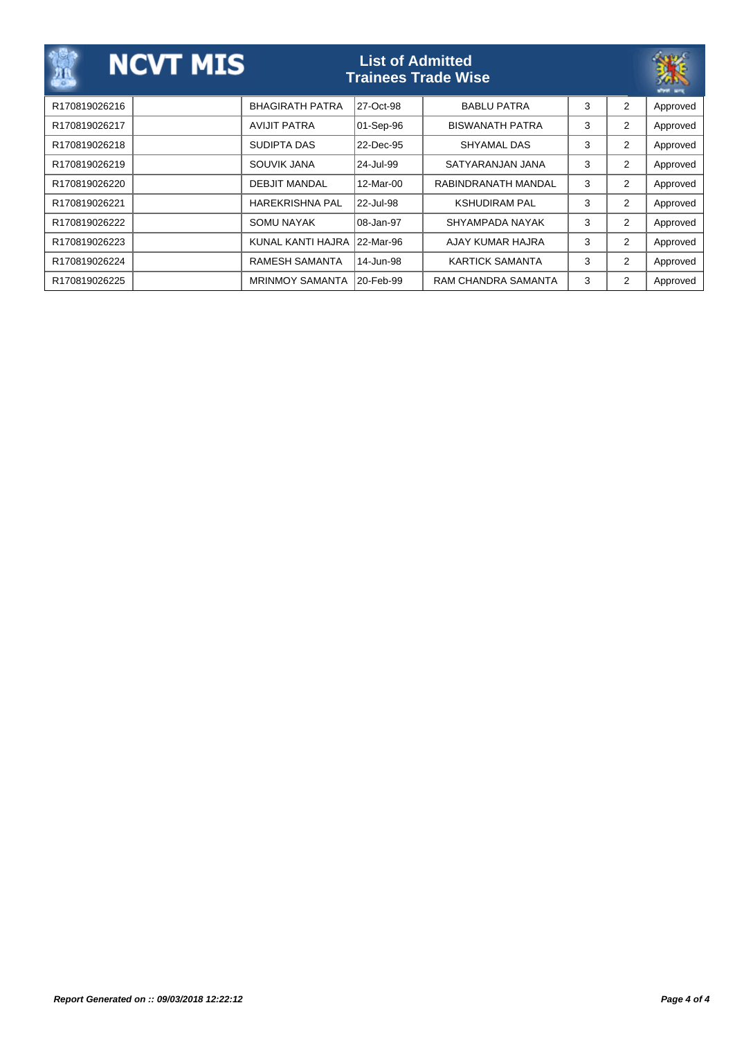# NCVT MIS

## List of Admitted Trainees Trade Wise

| | | | | | | | |
|---|---|---|---|---|---|---|---|
| R170819026216 | | BHAGIRATH PATRA | 27-Oct-98 | BABLU PATRA | 3 | 2 | Approved |
| R170819026217 | | AVIJIT PATRA | 01-Sep-96 | BISWANATH PATRA | 3 | 2 | Approved |
| R170819026218 | | SUDIPTA DAS | 22-Dec-95 | SHYAMAL DAS | 3 | 2 | Approved |
| R170819026219 | | SOUVIK JANA | 24-Jul-99 | SATYARANJAN JANA | 3 | 2 | Approved |
| R170819026220 | | DEBJIT MANDAL | 12-Mar-00 | RABINDRANATH MANDAL | 3 | 2 | Approved |
| R170819026221 | | HAREKRISHNA PAL | 22-Jul-98 | KSHUDIRAM PAL | 3 | 2 | Approved |
| R170819026222 | | SOMU NAYAK | 08-Jan-97 | SHYAMPADA NAYAK | 3 | 2 | Approved |
| R170819026223 | | KUNAL KANTI HAJRA | 22-Mar-96 | AJAY KUMAR HAJRA | 3 | 2 | Approved |
| R170819026224 | | RAMESH SAMANTA | 14-Jun-98 | KARTICK SAMANTA | 3 | 2 | Approved |
| R170819026225 | | MRINMOY SAMANTA | 20-Feb-99 | RAM CHANDRA SAMANTA | 3 | 2 | Approved |

*Report Generated on :: 09/03/2018 12:22:12*